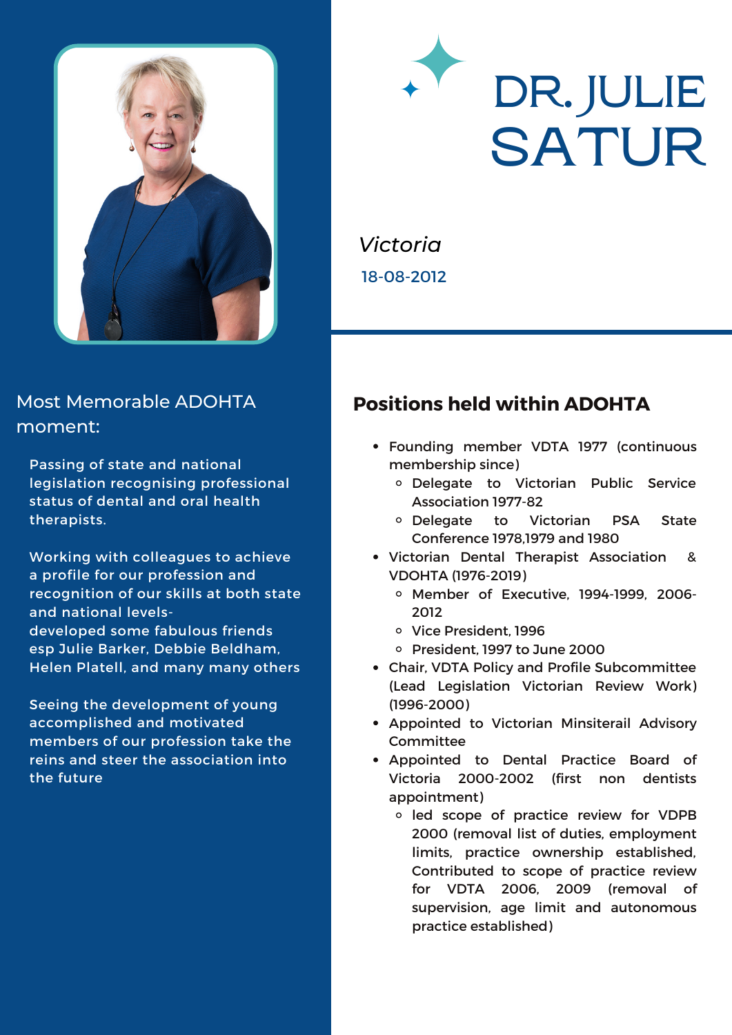# DR. JULIE SATUR

*Victoria*

18-08-2012

## Positions held within ADOHTA

- Founding member VDTA 1977 (continuous membership since)
  - Delegate to Victorian Public Service Association 1977-82
  - Delegate to Victorian PSA State Conference 1978,1979 and 1980
- Victorian Dental Therapist Association & VDOHTA (1976-2019)
  - Member of Executive, 1994-1999, 2006-2012
  - Vice President, 1996
  - President, 1997 to June 2000
- Chair, VDTA Policy and Profile Subcommittee (Lead Legislation Victorian Review Work) (1996-2000)
- Appointed to Victorian Minsiterail Advisory Committee
- Appointed to Dental Practice Board of Victoria 2000-2002 (first non dentists appointment)
  - led scope of practice review for VDPB 2000 (removal list of duties, employment limits, practice ownership established, Contributed to scope of practice review for VDTA 2006, 2009 (removal of supervision, age limit and autonomous practice established)

## Most Memorable ADOHTA moment:

Passing of state and national legislation recognising professional status of dental and oral health therapists.

Working with colleagues to achieve a profile for our profession and recognition of our skills at both state and national levels-
developed some fabulous friends esp Julie Barker, Debbie Beldham, Helen Platell, and many many others

Seeing the development of young accomplished and motivated members of our profession take the reins and steer the association into the future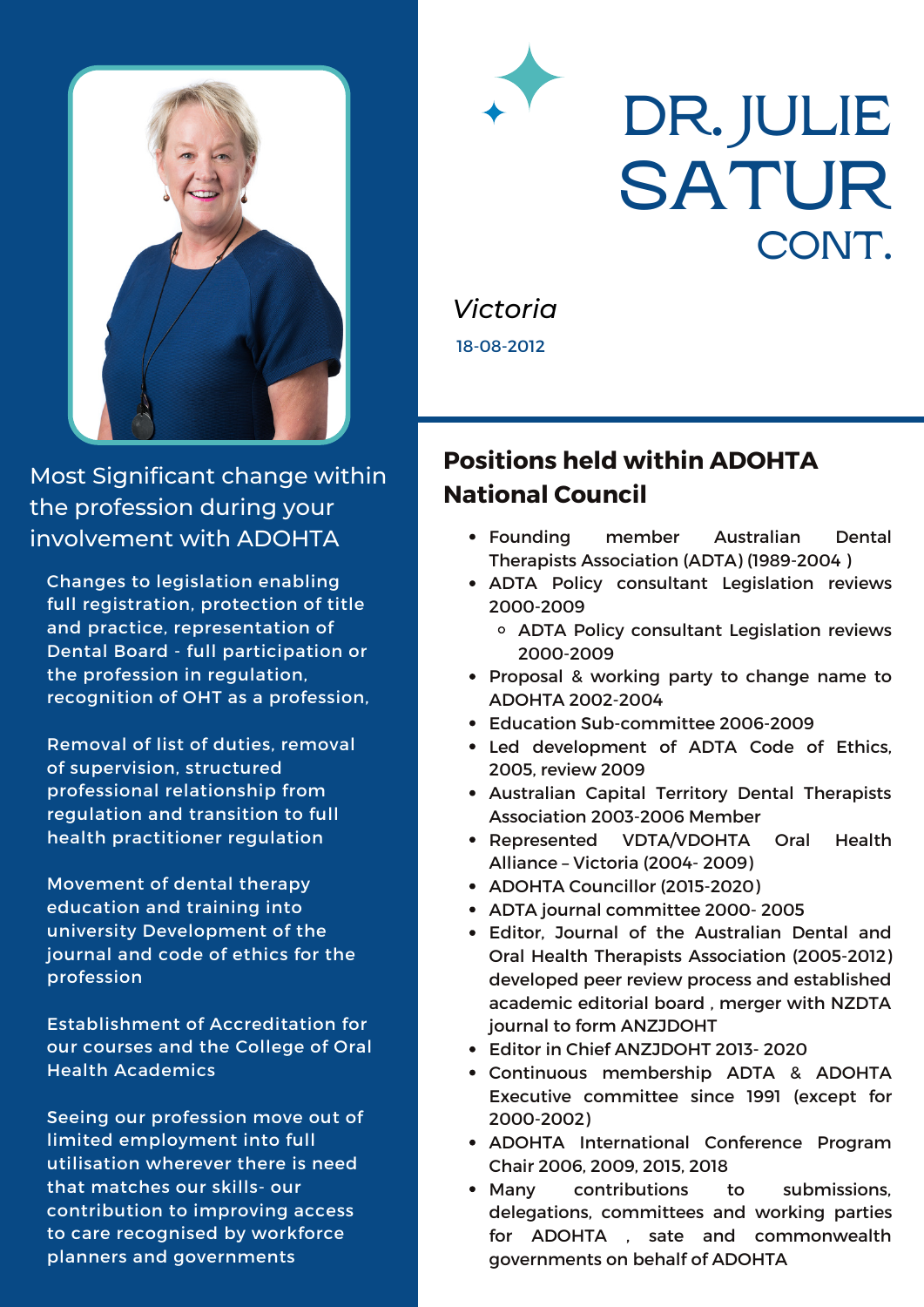# DR. JULIE SATUR CONT.

*Victoria*

18-08-2012

## Most Significant change within the profession during your involvement with ADOHTA

Changes to legislation enabling full registration, protection of title and practice, representation of Dental Board - full participation or the profession in regulation, recognition of OHT as a profession,

Removal of list of duties, removal of supervision, structured professional relationship from regulation and transition to full health practitioner regulation

Movement of dental therapy education and training into university Development of the journal and code of ethics for the profession

Establishment of Accreditation for our courses and the College of Oral Health Academics

Seeing our profession move out of limited employment into full utilisation wherever there is need that matches our skills- our contribution to improving access to care recognised by workforce planners and governments

## Positions held within ADOHTA National Council

- Founding member Australian Dental Therapists Association (ADTA) (1989-2004 )
- ADTA Policy consultant Legislation reviews 2000-2009
  - ADTA Policy consultant Legislation reviews 2000-2009
- Proposal & working party to change name to ADOHTA 2002-2004
- Education Sub-committee 2006-2009
- Led development of ADTA Code of Ethics, 2005, review 2009
- Australian Capital Territory Dental Therapists Association 2003-2006 Member
- Represented VDTA/VDOHTA Oral Health Alliance – Victoria (2004- 2009)
- ADOHTA Councillor (2015-2020)
- ADTA journal committee 2000- 2005
- Editor, Journal of the Australian Dental and Oral Health Therapists Association (2005-2012) developed peer review process and established academic editorial board , merger with NZDTA journal to form ANZJDOHT
- Editor in Chief ANZJDOHT 2013- 2020
- Continuous membership ADTA & ADOHTA Executive committee since 1991 (except for 2000-2002)
- ADOHTA International Conference Program Chair 2006, 2009, 2015, 2018
- Many contributions to submissions, delegations, committees and working parties for ADOHTA , sate and commonwealth governments on behalf of ADOHTA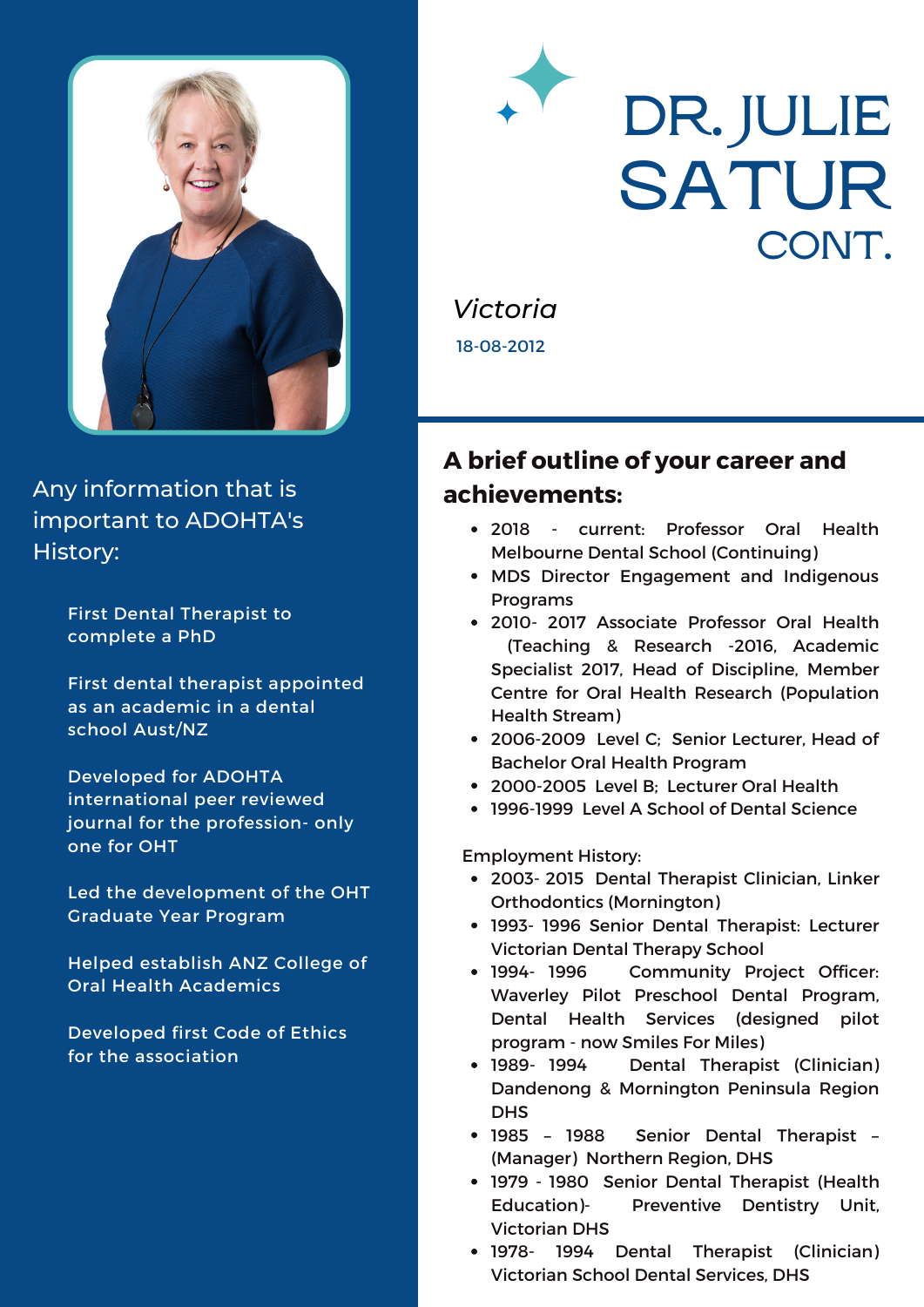# DR. JULIE SATUR CONT.

*Victoria*

18-08-2012

## A brief outline of your career and achievements:

- 2018 - current: Professor Oral Health Melbourne Dental School (Continuing)
- MDS Director Engagement and Indigenous Programs
- 2010- 2017 Associate Professor Oral Health (Teaching & Research -2016, Academic Specialist 2017, Head of Discipline, Member Centre for Oral Health Research (Population Health Stream)
- 2006-2009 Level C; Senior Lecturer, Head of Bachelor Oral Health Program
- 2000-2005 Level B; Lecturer Oral Health
- 1996-1999 Level A School of Dental Science

Employment History:

- 2003- 2015 Dental Therapist Clinician, Linker Orthodontics (Mornington)
- 1993- 1996 Senior Dental Therapist: Lecturer Victorian Dental Therapy School
- 1994- 1996 Community Project Officer: Waverley Pilot Preschool Dental Program, Dental Health Services (designed pilot program - now Smiles For Miles)
- 1989- 1994 Dental Therapist (Clinician) Dandenong & Mornington Peninsula Region DHS
- 1985 – 1988 Senior Dental Therapist – (Manager) Northern Region, DHS
- 1979 - 1980 Senior Dental Therapist (Health Education)- Preventive Dentistry Unit, Victorian DHS
- 1978- 1994 Dental Therapist (Clinician) Victorian School Dental Services, DHS

## Any information that is important to ADOHTA's History:

First Dental Therapist to complete a PhD

First dental therapist appointed as an academic in a dental school Aust/NZ

Developed for ADOHTA international peer reviewed journal for the profession- only one for OHT

Led the development of the OHT Graduate Year Program

Helped establish ANZ College of Oral Health Academics

Developed first Code of Ethics for the association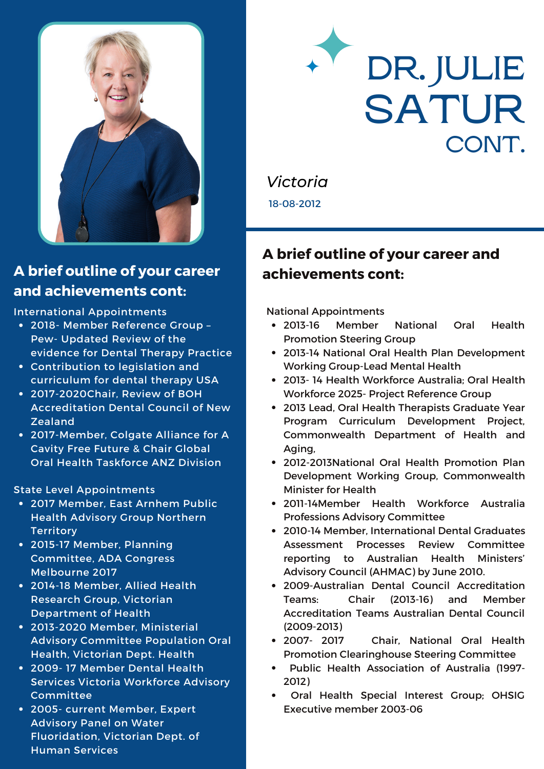# DR. JULIE SATUR CONT.

*Victoria*

18-08-2012

## A brief outline of your career and achievements cont:

International Appointments

- 2018- Member Reference Group – Pew- Updated Review of the evidence for Dental Therapy Practice
- Contribution to legislation and curriculum for dental therapy USA
- 2017-2020Chair, Review of BOH Accreditation Dental Council of New Zealand
- 2017-Member, Colgate Alliance for A Cavity Free Future & Chair Global Oral Health Taskforce ANZ Division

State Level Appointments

- 2017 Member, East Arnhem Public Health Advisory Group Northern Territory
- 2015-17 Member, Planning Committee, ADA Congress Melbourne 2017
- 2014-18 Member, Allied Health Research Group, Victorian Department of Health
- 2013-2020 Member, Ministerial Advisory Committee Population Oral Health, Victorian Dept. Health
- 2009- 17 Member Dental Health Services Victoria Workforce Advisory Committee
- 2005- current Member, Expert Advisory Panel on Water Fluoridation, Victorian Dept. of Human Services

## A brief outline of your career and achievements cont:

National Appointments

- 2013-16 Member National Oral Health Promotion Steering Group
- 2013-14 National Oral Health Plan Development Working Group-Lead Mental Health
- 2013- 14 Health Workforce Australia; Oral Health Workforce 2025- Project Reference Group
- 2013 Lead, Oral Health Therapists Graduate Year Program Curriculum Development Project, Commonwealth Department of Health and Aging,
- 2012-2013National Oral Health Promotion Plan Development Working Group, Commonwealth Minister for Health
- 2011-14Member Health Workforce Australia Professions Advisory Committee
- 2010-14 Member, International Dental Graduates Assessment Processes Review Committee reporting to Australian Health Ministers' Advisory Council (AHMAC) by June 2010.
- 2009-Australian Dental Council Accreditation Teams: Chair (2013-16) and Member Accreditation Teams Australian Dental Council (2009-2013)
- 2007- 2017 Chair, National Oral Health Promotion Clearinghouse Steering Committee
- Public Health Association of Australia (1997-2012)
- Oral Health Special Interest Group; OHSIG Executive member 2003-06